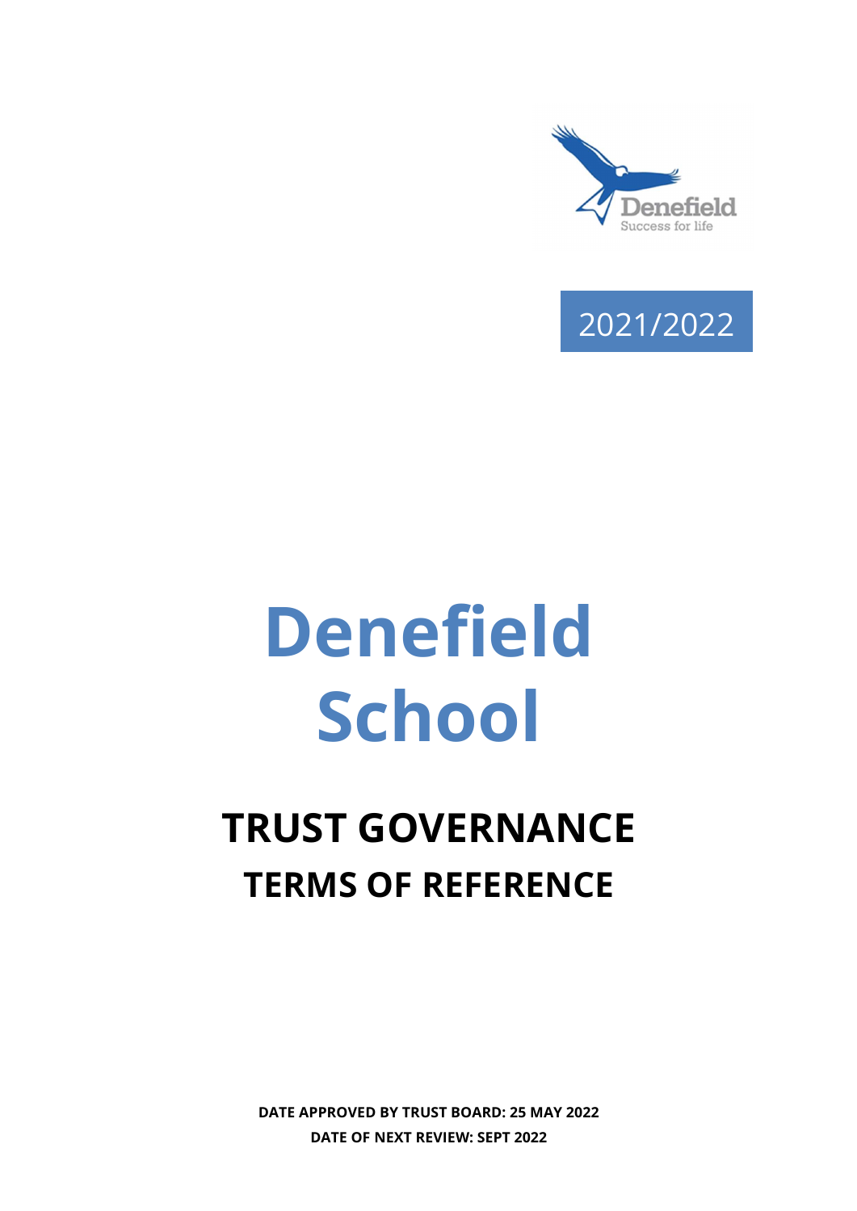Denefield
Success for life

2021/2022

# Denefield School

## TRUST GOVERNANCE
## TERMS OF REFERENCE

**DATE APPROVED BY TRUST BOARD: 25 MAY 2022**
**DATE OF NEXT REVIEW: SEPT 2022**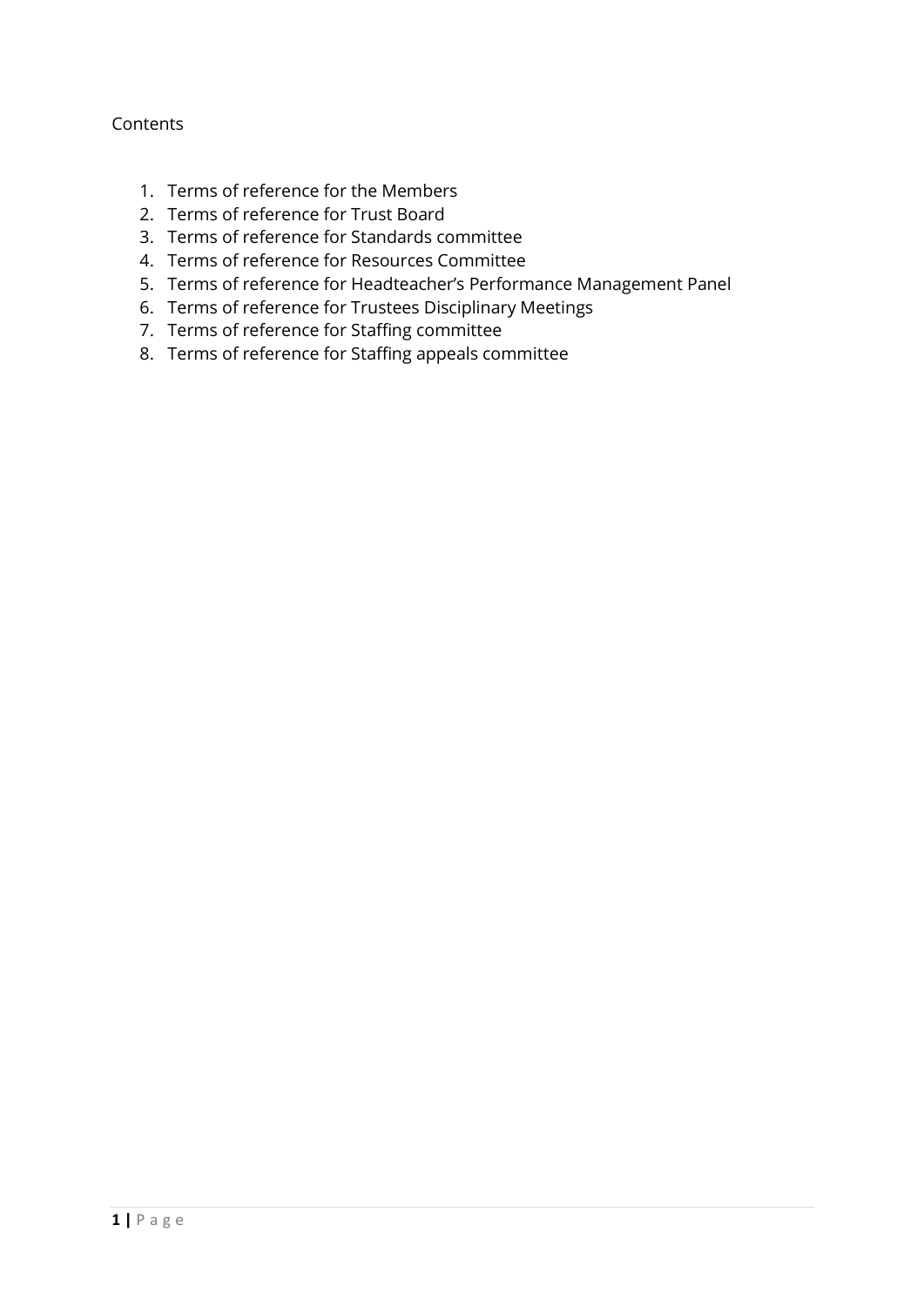Contents

1. Terms of reference for the Members
2. Terms of reference for Trust Board
3. Terms of reference for Standards committee
4. Terms of reference for Resources Committee
5. Terms of reference for Headteacher's Performance Management Panel
6. Terms of reference for Trustees Disciplinary Meetings
7. Terms of reference for Staffing committee
8. Terms of reference for Staffing appeals committee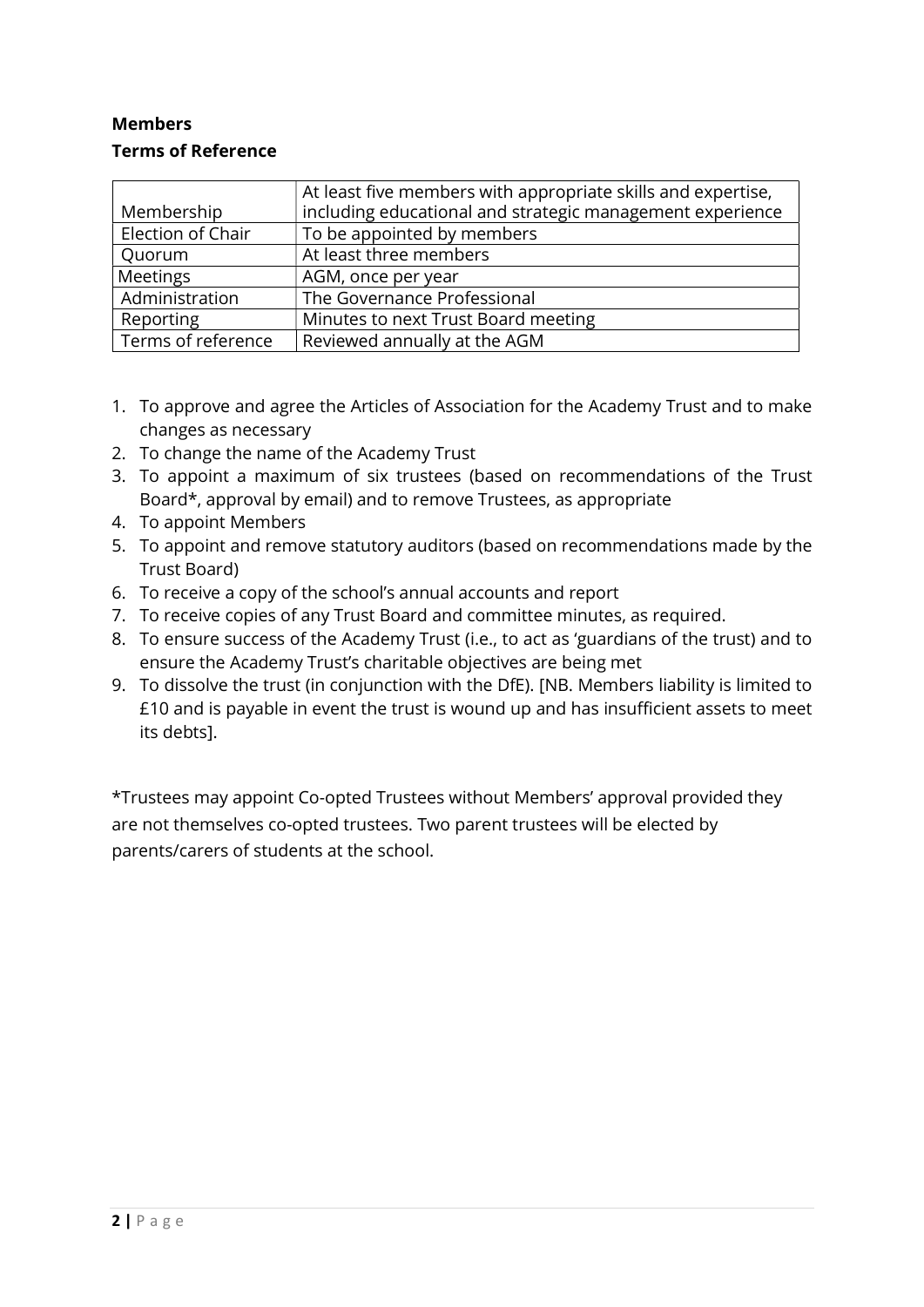**Members**

**Terms of Reference**

| | |
|---|---|
| Membership | At least five members with appropriate skills and expertise, including educational and strategic management experience |
| Election of Chair | To be appointed by members |
| Quorum | At least three members |
| Meetings | AGM, once per year |
| Administration | The Governance Professional |
| Reporting | Minutes to next Trust Board meeting |
| Terms of reference | Reviewed annually at the AGM |

1. To approve and agree the Articles of Association for the Academy Trust and to make changes as necessary
2. To change the name of the Academy Trust
3. To appoint a maximum of six trustees (based on recommendations of the Trust Board*, approval by email) and to remove Trustees, as appropriate
4. To appoint Members
5. To appoint and remove statutory auditors (based on recommendations made by the Trust Board)
6. To receive a copy of the school's annual accounts and report
7. To receive copies of any Trust Board and committee minutes, as required.
8. To ensure success of the Academy Trust (i.e., to act as 'guardians of the trust) and to ensure the Academy Trust's charitable objectives are being met
9. To dissolve the trust (in conjunction with the DfE). [NB. Members liability is limited to £10 and is payable in event the trust is wound up and has insufficient assets to meet its debts].

*Trustees may appoint Co-opted Trustees without Members' approval provided they are not themselves co-opted trustees. Two parent trustees will be elected by parents/carers of students at the school.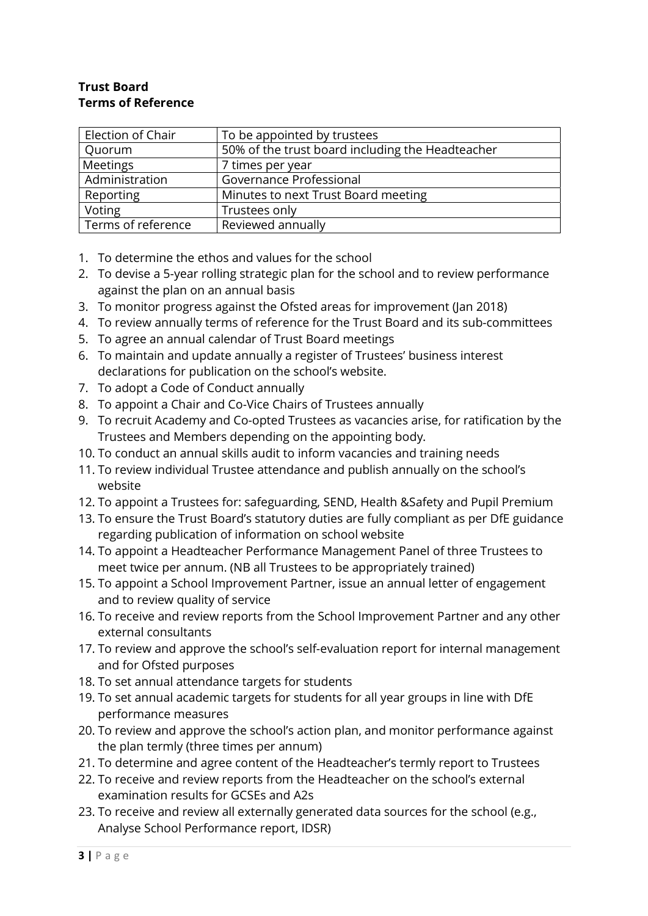**Trust Board**
**Terms of Reference**

| Election of Chair | To be appointed by trustees |
|---|---|
| Quorum | 50% of the trust board including the Headteacher |
| Meetings | 7 times per year |
| Administration | Governance Professional |
| Reporting | Minutes to next Trust Board meeting |
| Voting | Trustees only |
| Terms of reference | Reviewed annually |

1. To determine the ethos and values for the school
2. To devise a 5-year rolling strategic plan for the school and to review performance against the plan on an annual basis
3. To monitor progress against the Ofsted areas for improvement (Jan 2018)
4. To review annually terms of reference for the Trust Board and its sub-committees
5. To agree an annual calendar of Trust Board meetings
6. To maintain and update annually a register of Trustees' business interest declarations for publication on the school's website.
7. To adopt a Code of Conduct annually
8. To appoint a Chair and Co-Vice Chairs of Trustees annually
9. To recruit Academy and Co-opted Trustees as vacancies arise, for ratification by the Trustees and Members depending on the appointing body.
10. To conduct an annual skills audit to inform vacancies and training needs
11. To review individual Trustee attendance and publish annually on the school's website
12. To appoint a Trustees for: safeguarding, SEND, Health &Safety and Pupil Premium
13. To ensure the Trust Board's statutory duties are fully compliant as per DfE guidance regarding publication of information on school website
14. To appoint a Headteacher Performance Management Panel of three Trustees to meet twice per annum. (NB all Trustees to be appropriately trained)
15. To appoint a School Improvement Partner, issue an annual letter of engagement and to review quality of service
16. To receive and review reports from the School Improvement Partner and any other external consultants
17. To review and approve the school's self-evaluation report for internal management and for Ofsted purposes
18. To set annual attendance targets for students
19. To set annual academic targets for students for all year groups in line with DfE performance measures
20. To review and approve the school's action plan, and monitor performance against the plan termly (three times per annum)
21. To determine and agree content of the Headteacher's termly report to Trustees
22. To receive and review reports from the Headteacher on the school's external examination results for GCSEs and A2s
23. To receive and review all externally generated data sources for the school (e.g., Analyse School Performance report, IDSR)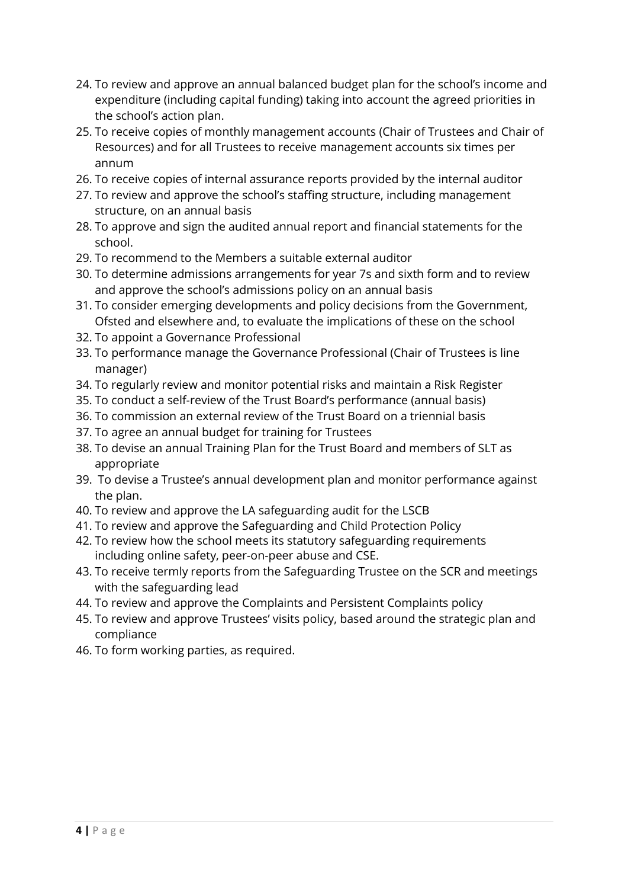24. To review and approve an annual balanced budget plan for the school's income and expenditure (including capital funding) taking into account the agreed priorities in the school's action plan.
25. To receive copies of monthly management accounts (Chair of Trustees and Chair of Resources) and for all Trustees to receive management accounts six times per annum
26. To receive copies of internal assurance reports provided by the internal auditor
27. To review and approve the school's staffing structure, including management structure, on an annual basis
28. To approve and sign the audited annual report and financial statements for the school.
29. To recommend to the Members a suitable external auditor
30. To determine admissions arrangements for year 7s and sixth form and to review and approve the school's admissions policy on an annual basis
31. To consider emerging developments and policy decisions from the Government, Ofsted and elsewhere and, to evaluate the implications of these on the school
32. To appoint a Governance Professional
33. To performance manage the Governance Professional (Chair of Trustees is line manager)
34. To regularly review and monitor potential risks and maintain a Risk Register
35. To conduct a self-review of the Trust Board's performance (annual basis)
36. To commission an external review of the Trust Board on a triennial basis
37. To agree an annual budget for training for Trustees
38. To devise an annual Training Plan for the Trust Board and members of SLT as appropriate
39. To devise a Trustee's annual development plan and monitor performance against the plan.
40. To review and approve the LA safeguarding audit for the LSCB
41. To review and approve the Safeguarding and Child Protection Policy
42. To review how the school meets its statutory safeguarding requirements including online safety, peer-on-peer abuse and CSE.
43. To receive termly reports from the Safeguarding Trustee on the SCR and meetings with the safeguarding lead
44. To review and approve the Complaints and Persistent Complaints policy
45. To review and approve Trustees' visits policy, based around the strategic plan and compliance
46. To form working parties, as required.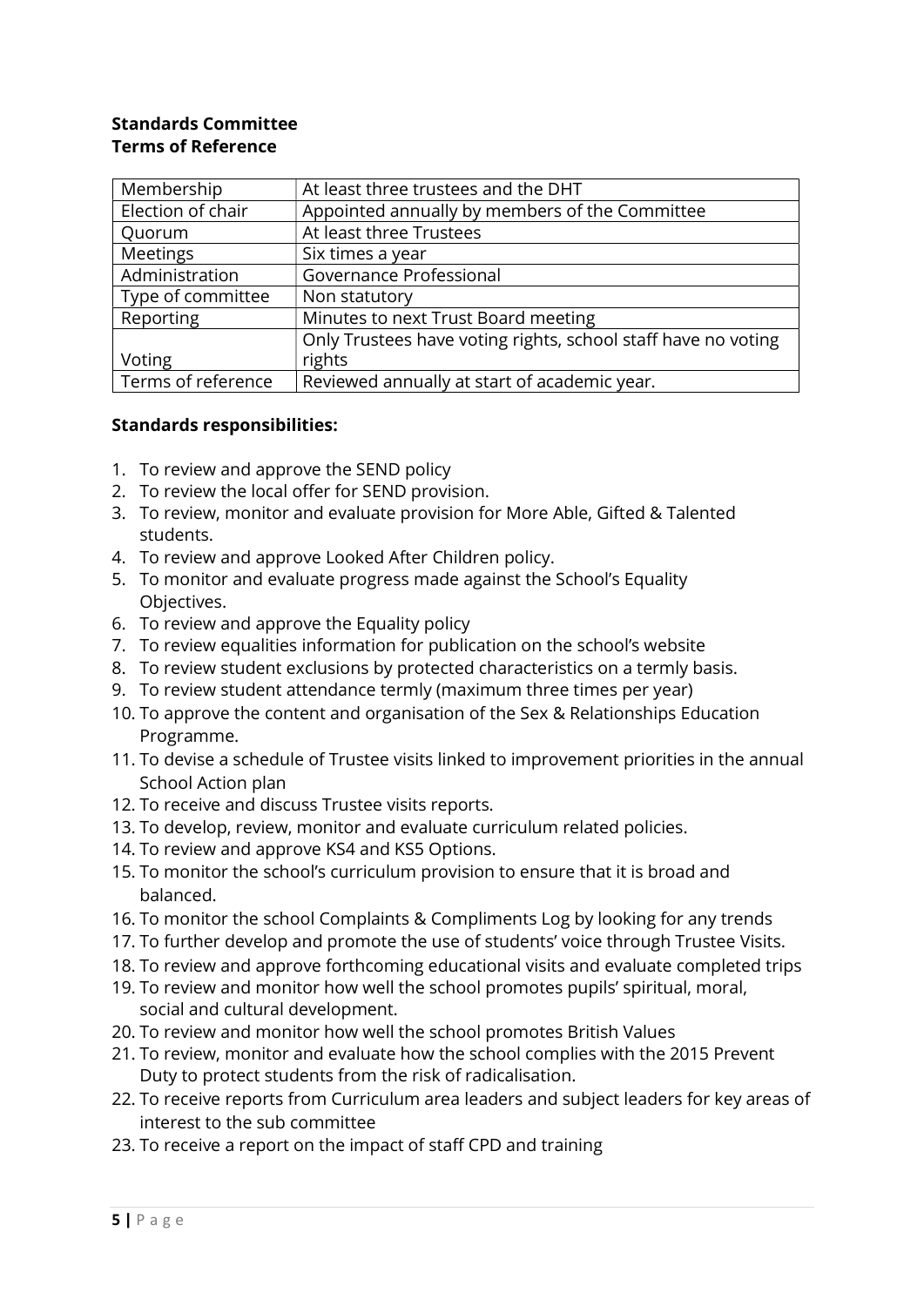**Standards Committee**
**Terms of Reference**

| Membership | At least three trustees and the DHT |
|---|---|
| Election of chair | Appointed annually by members of the Committee |
| Quorum | At least three Trustees |
| Meetings | Six times a year |
| Administration | Governance Professional |
| Type of committee | Non statutory |
| Reporting | Minutes to next Trust Board meeting |
| Voting | Only Trustees have voting rights, school staff have no voting rights |
| Terms of reference | Reviewed annually at start of academic year. |

**Standards responsibilities:**

1. To review and approve the SEND policy
2. To review the local offer for SEND provision.
3. To review, monitor and evaluate provision for More Able, Gifted & Talented students.
4. To review and approve Looked After Children policy.
5. To monitor and evaluate progress made against the School's Equality Objectives.
6. To review and approve the Equality policy
7. To review equalities information for publication on the school's website
8. To review student exclusions by protected characteristics on a termly basis.
9. To review student attendance termly (maximum three times per year)
10. To approve the content and organisation of the Sex & Relationships Education Programme.
11. To devise a schedule of Trustee visits linked to improvement priorities in the annual School Action plan
12. To receive and discuss Trustee visits reports.
13. To develop, review, monitor and evaluate curriculum related policies.
14. To review and approve KS4 and KS5 Options.
15. To monitor the school's curriculum provision to ensure that it is broad and balanced.
16. To monitor the school Complaints & Compliments Log by looking for any trends
17. To further develop and promote the use of students' voice through Trustee Visits.
18. To review and approve forthcoming educational visits and evaluate completed trips
19. To review and monitor how well the school promotes pupils' spiritual, moral, social and cultural development.
20. To review and monitor how well the school promotes British Values
21. To review, monitor and evaluate how the school complies with the 2015 Prevent Duty to protect students from the risk of radicalisation.
22. To receive reports from Curriculum area leaders and subject leaders for key areas of interest to the sub committee
23. To receive a report on the impact of staff CPD and training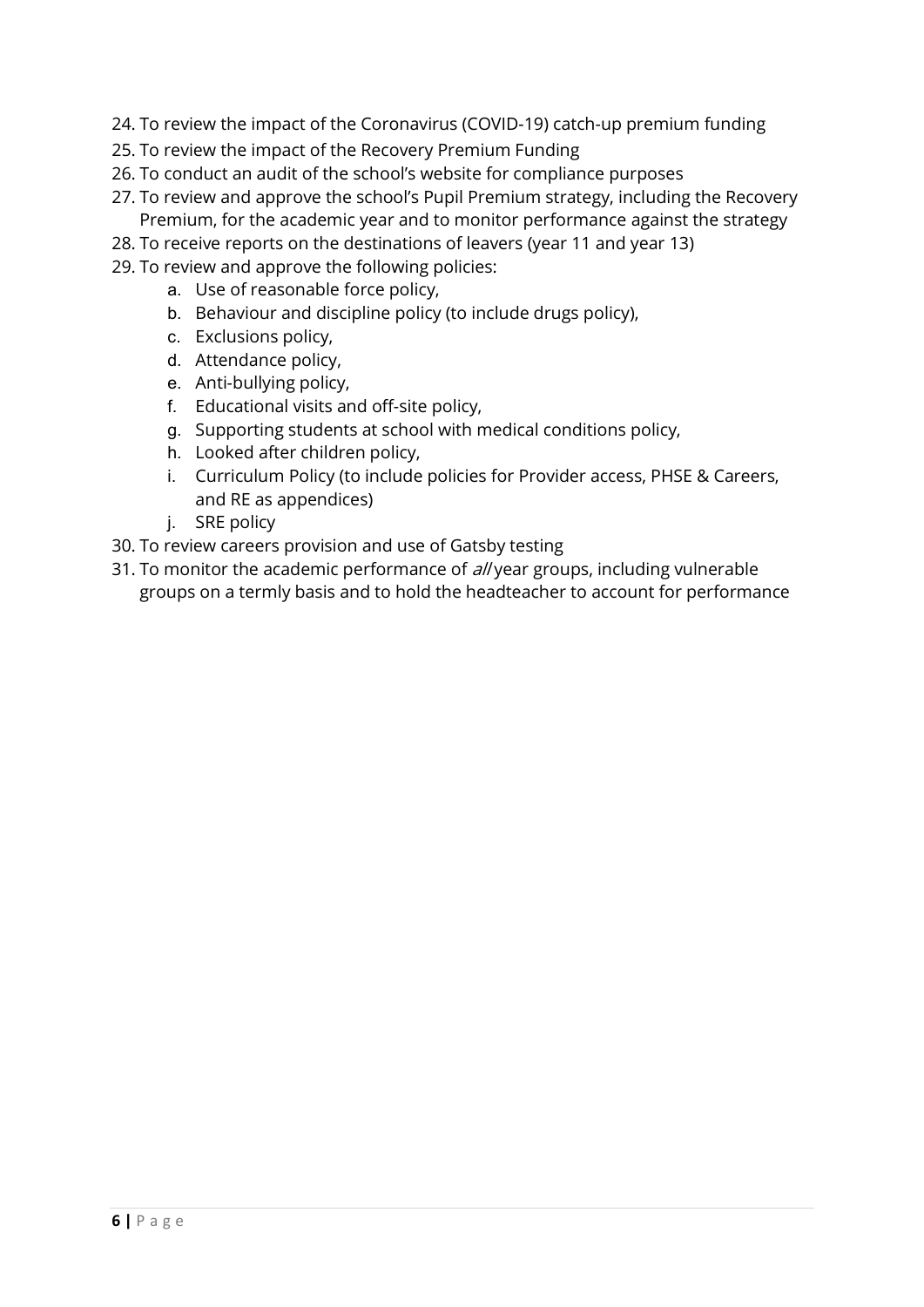24. To review the impact of the Coronavirus (COVID-19) catch-up premium funding
25. To review the impact of the Recovery Premium Funding
26. To conduct an audit of the school's website for compliance purposes
27. To review and approve the school's Pupil Premium strategy, including the Recovery Premium, for the academic year and to monitor performance against the strategy
28. To receive reports on the destinations of leavers (year 11 and year 13)
29. To review and approve the following policies:
    a. Use of reasonable force policy,
    b. Behaviour and discipline policy (to include drugs policy),
    c. Exclusions policy,
    d. Attendance policy,
    e. Anti-bullying policy,
    f. Educational visits and off-site policy,
    g. Supporting students at school with medical conditions policy,
    h. Looked after children policy,
    i. Curriculum Policy (to include policies for Provider access, PHSE & Careers, and RE as appendices)
    j. SRE policy
30. To review careers provision and use of Gatsby testing
31. To monitor the academic performance of *all* year groups, including vulnerable groups on a termly basis and to hold the headteacher to account for performance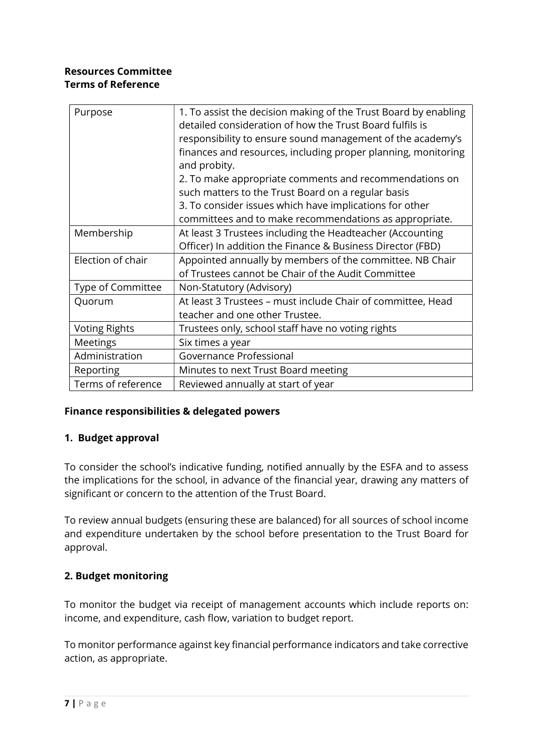**Resources Committee**
**Terms of Reference**

| Purpose | 1. To assist the decision making of the Trust Board by enabling detailed consideration of how the Trust Board fulfils is responsibility to ensure sound management of the academy's finances and resources, including proper planning, monitoring and probity.<br>2. To make appropriate comments and recommendations on such matters to the Trust Board on a regular basis<br>3. To consider issues which have implications for other committees and to make recommendations as appropriate. |
|---|---|
| Membership | At least 3 Trustees including the Headteacher (Accounting Officer) In addition the Finance & Business Director (FBD) |
| Election of chair | Appointed annually by members of the committee. NB Chair of Trustees cannot be Chair of the Audit Committee |
| Type of Committee | Non-Statutory (Advisory) |
| Quorum | At least 3 Trustees – must include Chair of committee, Head teacher and one other Trustee. |
| Voting Rights | Trustees only, school staff have no voting rights |
| Meetings | Six times a year |
| Administration | Governance Professional |
| Reporting | Minutes to next Trust Board meeting |
| Terms of reference | Reviewed annually at start of year |

**Finance responsibilities & delegated powers**

**1. Budget approval**

To consider the school's indicative funding, notified annually by the ESFA and to assess the implications for the school, in advance of the financial year, drawing any matters of significant or concern to the attention of the Trust Board.

To review annual budgets (ensuring these are balanced) for all sources of school income and expenditure undertaken by the school before presentation to the Trust Board for approval.

**2. Budget monitoring**

To monitor the budget via receipt of management accounts which include reports on: income, and expenditure, cash flow, variation to budget report.

To monitor performance against key financial performance indicators and take corrective action, as appropriate.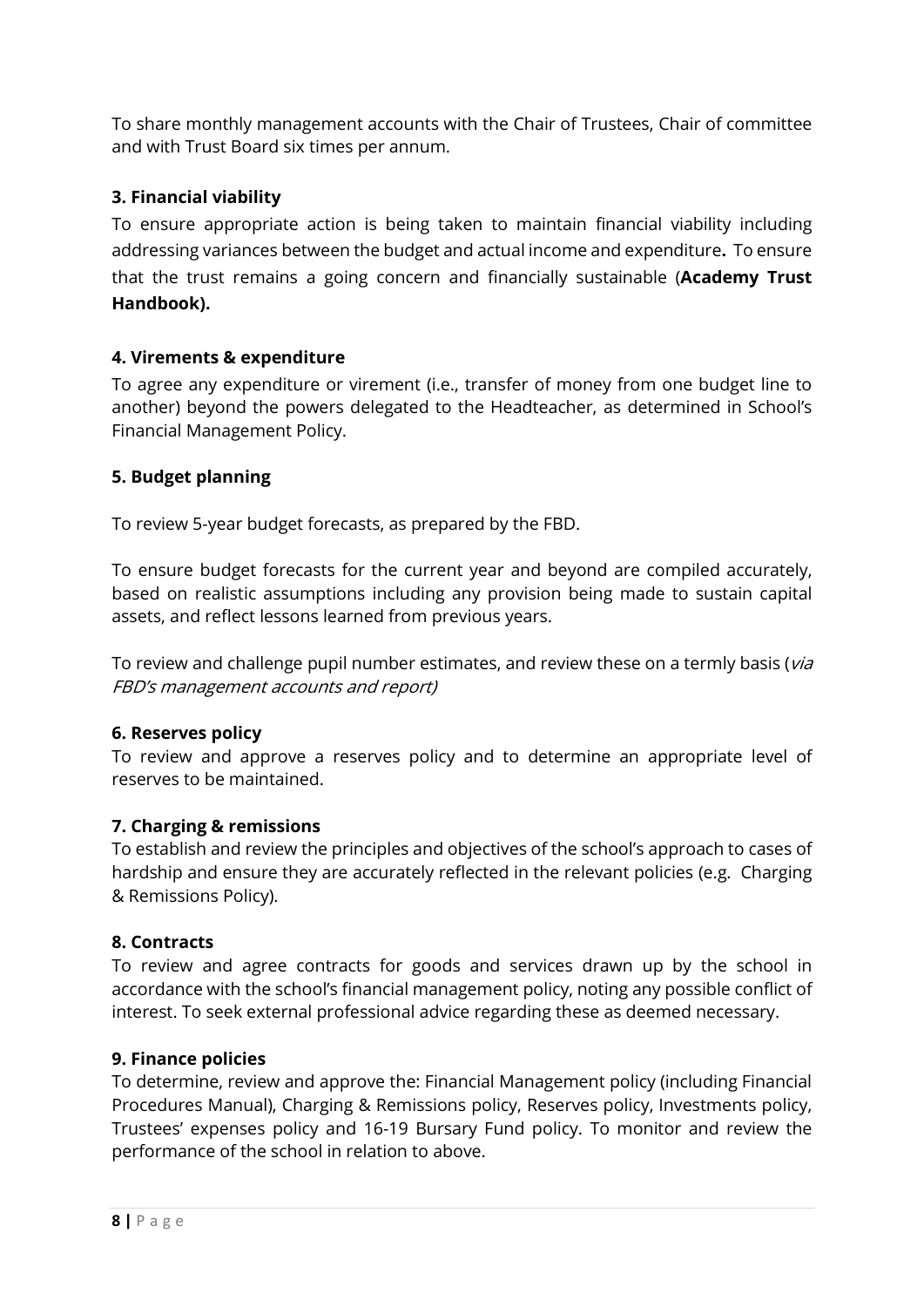To share monthly management accounts with the Chair of Trustees, Chair of committee and with Trust Board six times per annum.

**3. Financial viability**

To ensure appropriate action is being taken to maintain financial viability including addressing variances between the budget and actual income and expenditure**.** To ensure that the trust remains a going concern and financially sustainable (**Academy Trust Handbook).**

**4. Virements & expenditure**

To agree any expenditure or virement (i.e., transfer of money from one budget line to another) beyond the powers delegated to the Headteacher, as determined in School's Financial Management Policy.

**5. Budget planning**

To review 5-year budget forecasts, as prepared by the FBD.

To ensure budget forecasts for the current year and beyond are compiled accurately, based on realistic assumptions including any provision being made to sustain capital assets, and reflect lessons learned from previous years.

To review and challenge pupil number estimates, and review these on a termly basis (*via FBD's management accounts and report)*

**6. Reserves policy**

To review and approve a reserves policy and to determine an appropriate level of reserves to be maintained.

**7. Charging & remissions**

To establish and review the principles and objectives of the school's approach to cases of hardship and ensure they are accurately reflected in the relevant policies (e.g. Charging & Remissions Policy).

**8. Contracts**

To review and agree contracts for goods and services drawn up by the school in accordance with the school's financial management policy, noting any possible conflict of interest. To seek external professional advice regarding these as deemed necessary.

**9. Finance policies**

To determine, review and approve the: Financial Management policy (including Financial Procedures Manual), Charging & Remissions policy, Reserves policy, Investments policy, Trustees' expenses policy and 16-19 Bursary Fund policy. To monitor and review the performance of the school in relation to above.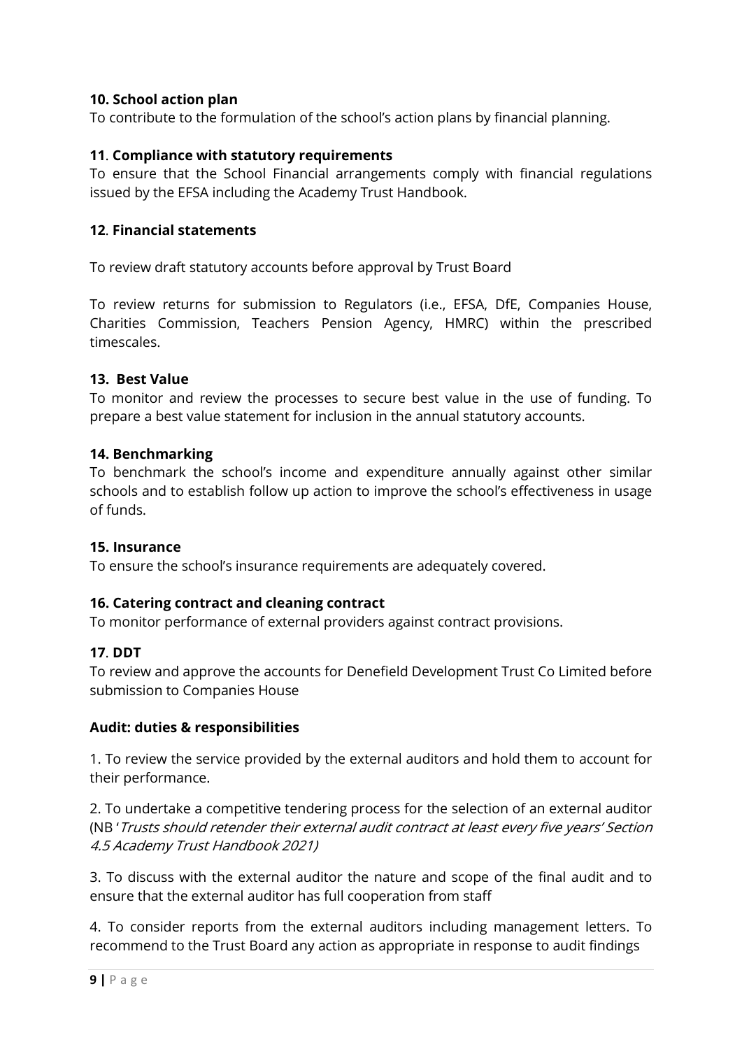**10. School action plan**

To contribute to the formulation of the school's action plans by financial planning.

**11**. **Compliance with statutory requirements**

To ensure that the School Financial arrangements comply with financial regulations issued by the EFSA including the Academy Trust Handbook.

**12**. **Financial statements**

To review draft statutory accounts before approval by Trust Board

To review returns for submission to Regulators (i.e., EFSA, DfE, Companies House, Charities Commission, Teachers Pension Agency, HMRC) within the prescribed timescales.

**13. Best Value**

To monitor and review the processes to secure best value in the use of funding. To prepare a best value statement for inclusion in the annual statutory accounts.

**14. Benchmarking**

To benchmark the school's income and expenditure annually against other similar schools and to establish follow up action to improve the school's effectiveness in usage of funds.

**15. Insurance**

To ensure the school's insurance requirements are adequately covered.

**16. Catering contract and cleaning contract**

To monitor performance of external providers against contract provisions.

**17**. **DDT**

To review and approve the accounts for Denefield Development Trust Co Limited before submission to Companies House

**Audit: duties & responsibilities**

1. To review the service provided by the external auditors and hold them to account for their performance.

2. To undertake a competitive tendering process for the selection of an external auditor (NB '*Trusts should retender their external audit contract at least every five years' Section 4.5 Academy Trust Handbook 2021)*

3. To discuss with the external auditor the nature and scope of the final audit and to ensure that the external auditor has full cooperation from staff

4. To consider reports from the external auditors including management letters. To recommend to the Trust Board any action as appropriate in response to audit findings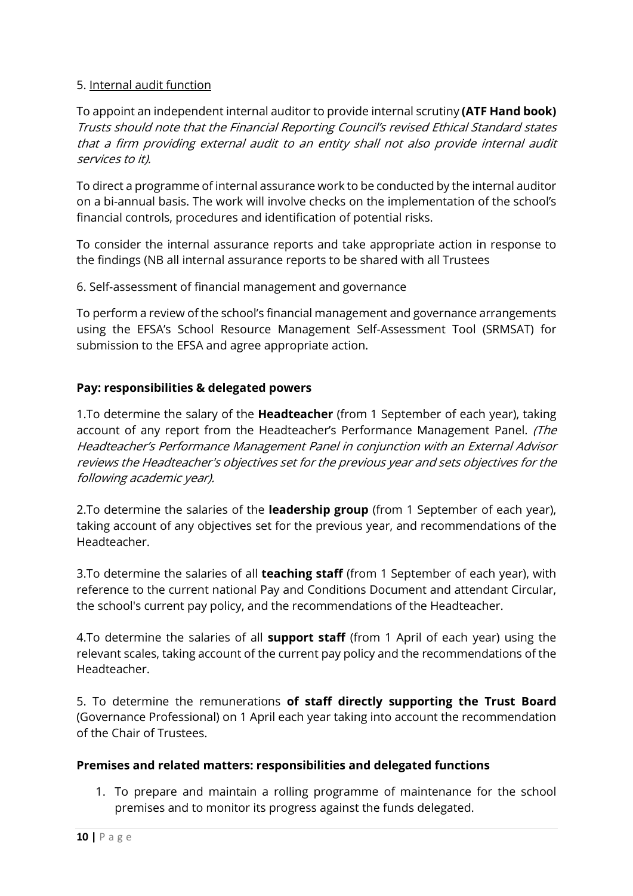5. Internal audit function

To appoint an independent internal auditor to provide internal scrutiny **(ATF Hand book)** *Trusts should note that the Financial Reporting Council's revised Ethical Standard states that a firm providing external audit to an entity shall not also provide internal audit services to it).*

To direct a programme of internal assurance work to be conducted by the internal auditor on a bi-annual basis. The work will involve checks on the implementation of the school's financial controls, procedures and identification of potential risks.

To consider the internal assurance reports and take appropriate action in response to the findings (NB all internal assurance reports to be shared with all Trustees

6. Self-assessment of financial management and governance

To perform a review of the school's financial management and governance arrangements using the EFSA's School Resource Management Self-Assessment Tool (SRMSAT) for submission to the EFSA and agree appropriate action.

**Pay: responsibilities & delegated powers**

1.To determine the salary of the **Headteacher** (from 1 September of each year), taking account of any report from the Headteacher's Performance Management Panel. *(The Headteacher's Performance Management Panel in conjunction with an External Advisor reviews the Headteacher's objectives set for the previous year and sets objectives for the following academic year).*

2.To determine the salaries of the **leadership group** (from 1 September of each year), taking account of any objectives set for the previous year, and recommendations of the Headteacher.

3.To determine the salaries of all **teaching staff** (from 1 September of each year), with reference to the current national Pay and Conditions Document and attendant Circular, the school's current pay policy, and the recommendations of the Headteacher.

4.To determine the salaries of all **support staff** (from 1 April of each year) using the relevant scales, taking account of the current pay policy and the recommendations of the Headteacher.

5. To determine the remunerations **of staff directly supporting the Trust Board** (Governance Professional) on 1 April each year taking into account the recommendation of the Chair of Trustees.

**Premises and related matters: responsibilities and delegated functions**

1. To prepare and maintain a rolling programme of maintenance for the school premises and to monitor its progress against the funds delegated.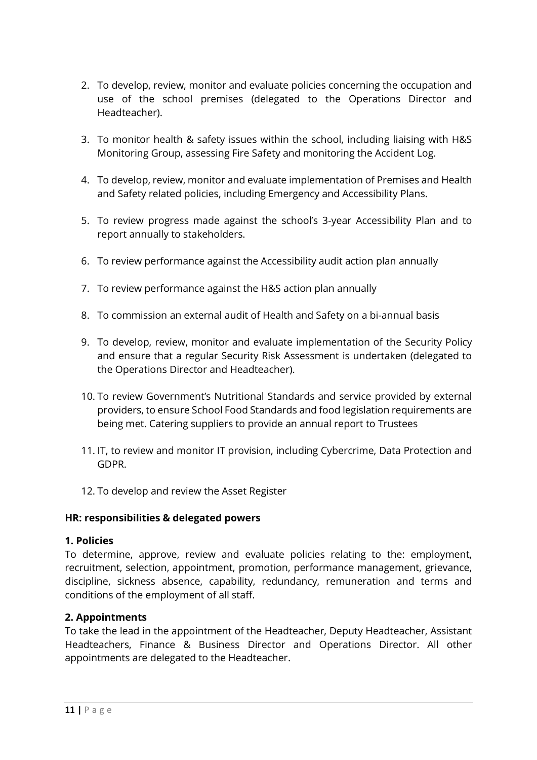2. To develop, review, monitor and evaluate policies concerning the occupation and use of the school premises (delegated to the Operations Director and Headteacher).
3. To monitor health & safety issues within the school, including liaising with H&S Monitoring Group, assessing Fire Safety and monitoring the Accident Log.
4. To develop, review, monitor and evaluate implementation of Premises and Health and Safety related policies, including Emergency and Accessibility Plans.
5. To review progress made against the school's 3-year Accessibility Plan and to report annually to stakeholders.
6. To review performance against the Accessibility audit action plan annually
7. To review performance against the H&S action plan annually
8. To commission an external audit of Health and Safety on a bi-annual basis
9. To develop, review, monitor and evaluate implementation of the Security Policy and ensure that a regular Security Risk Assessment is undertaken (delegated to the Operations Director and Headteacher).
10. To review Government's Nutritional Standards and service provided by external providers, to ensure School Food Standards and food legislation requirements are being met. Catering suppliers to provide an annual report to Trustees
11. IT, to review and monitor IT provision, including Cybercrime, Data Protection and GDPR.
12. To develop and review the Asset Register

**HR: responsibilities & delegated powers**

**1. Policies**

To determine, approve, review and evaluate policies relating to the: employment, recruitment, selection, appointment, promotion, performance management, grievance, discipline, sickness absence, capability, redundancy, remuneration and terms and conditions of the employment of all staff.

**2. Appointments**

To take the lead in the appointment of the Headteacher, Deputy Headteacher, Assistant Headteachers, Finance & Business Director and Operations Director. All other appointments are delegated to the Headteacher.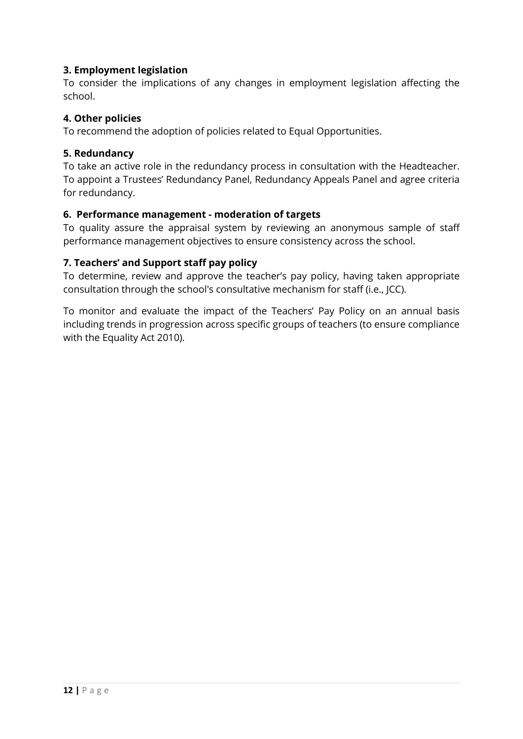**3. Employment legislation**
To consider the implications of any changes in employment legislation affecting the school.

**4. Other policies**
To recommend the adoption of policies related to Equal Opportunities.

**5. Redundancy**
To take an active role in the redundancy process in consultation with the Headteacher. To appoint a Trustees' Redundancy Panel, Redundancy Appeals Panel and agree criteria for redundancy.

**6. Performance management - moderation of targets**
To quality assure the appraisal system by reviewing an anonymous sample of staff performance management objectives to ensure consistency across the school.

**7. Teachers' and Support staff pay policy**
To determine, review and approve the teacher's pay policy, having taken appropriate consultation through the school's consultative mechanism for staff (i.e., JCC).

To monitor and evaluate the impact of the Teachers' Pay Policy on an annual basis including trends in progression across specific groups of teachers (to ensure compliance with the Equality Act 2010).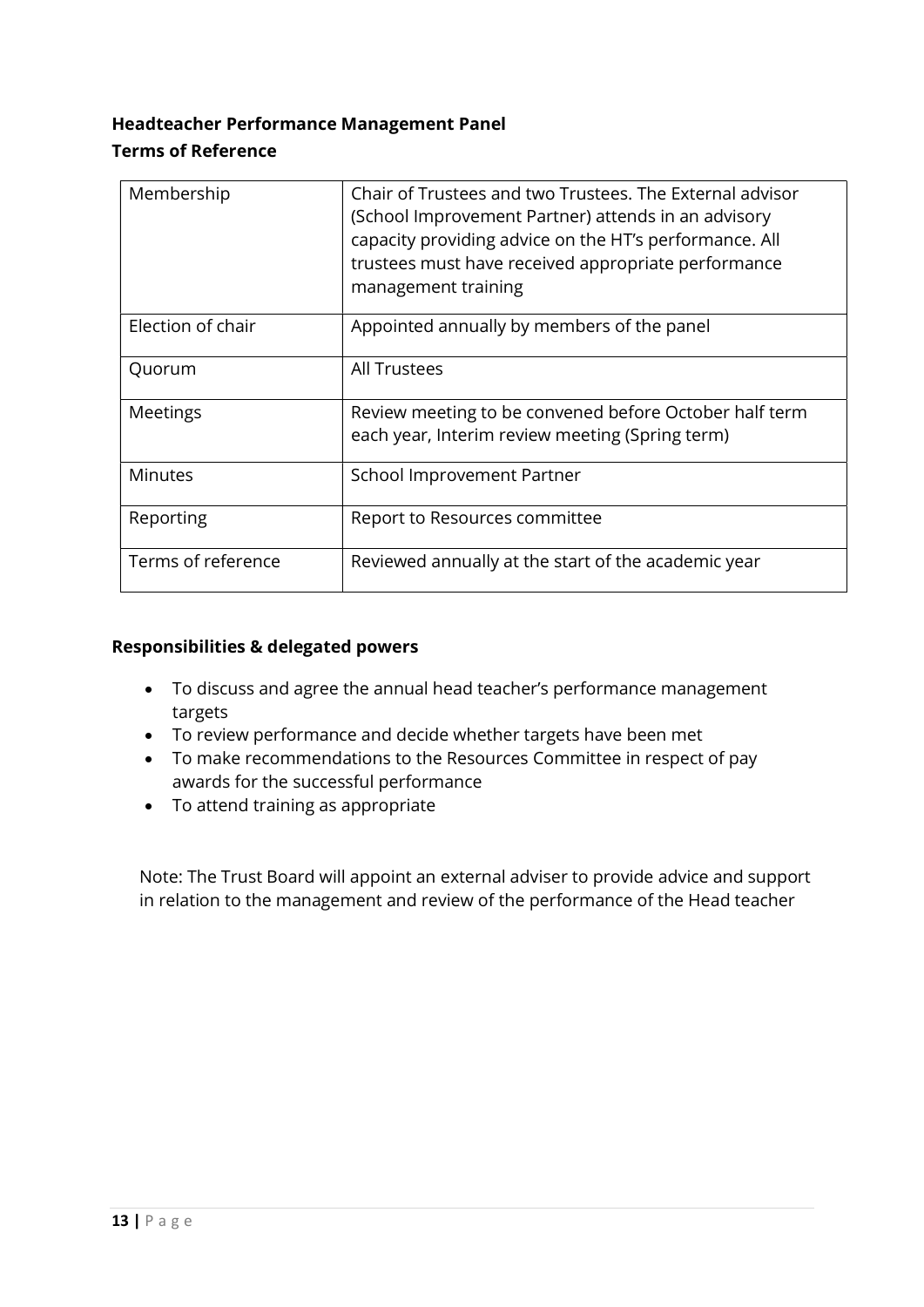**Headteacher Performance Management Panel**
**Terms of Reference**

| | |
|---|---|
| Membership | Chair of Trustees and two Trustees. The External advisor (School Improvement Partner) attends in an advisory capacity providing advice on the HT's performance. All trustees must have received appropriate performance management training |
| Election of chair | Appointed annually by members of the panel |
| Quorum | All Trustees |
| Meetings | Review meeting to be convened before October half term each year, Interim review meeting (Spring term) |
| Minutes | School Improvement Partner |
| Reporting | Report to Resources committee |
| Terms of reference | Reviewed annually at the start of the academic year |

**Responsibilities & delegated powers**

- To discuss and agree the annual head teacher's performance management targets
- To review performance and decide whether targets have been met
- To make recommendations to the Resources Committee in respect of pay awards for the successful performance
- To attend training as appropriate

Note: The Trust Board will appoint an external adviser to provide advice and support in relation to the management and review of the performance of the Head teacher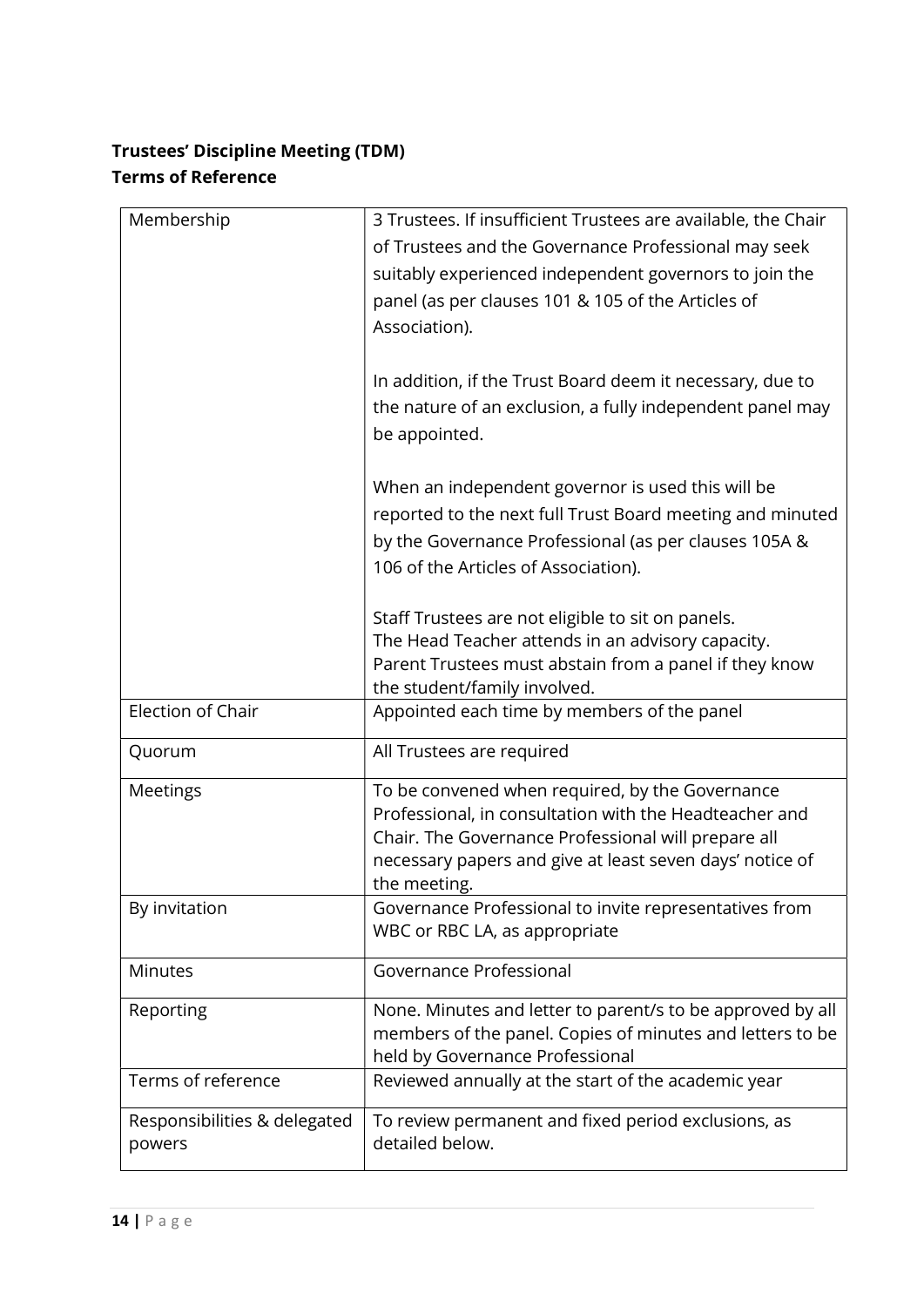**Trustees' Discipline Meeting (TDM)**
**Terms of Reference**

| Membership | 3 Trustees. If insufficient Trustees are available, the Chair of Trustees and the Governance Professional may seek suitably experienced independent governors to join the panel (as per clauses 101 & 105 of the Articles of Association).<br><br>In addition, if the Trust Board deem it necessary, due to the nature of an exclusion, a fully independent panel may be appointed.<br><br>When an independent governor is used this will be reported to the next full Trust Board meeting and minuted by the Governance Professional (as per clauses 105A & 106 of the Articles of Association).<br><br>Staff Trustees are not eligible to sit on panels.<br>The Head Teacher attends in an advisory capacity.<br>Parent Trustees must abstain from a panel if they know the student/family involved. |
|---|---|
| Election of Chair | Appointed each time by members of the panel |
| Quorum | All Trustees are required |
| Meetings | To be convened when required, by the Governance Professional, in consultation with the Headteacher and Chair. The Governance Professional will prepare all necessary papers and give at least seven days' notice of the meeting. |
| By invitation | Governance Professional to invite representatives from WBC or RBC LA, as appropriate |
| Minutes | Governance Professional |
| Reporting | None. Minutes and letter to parent/s to be approved by all members of the panel. Copies of minutes and letters to be held by Governance Professional |
| Terms of reference | Reviewed annually at the start of the academic year |
| Responsibilities & delegated powers | To review permanent and fixed period exclusions, as detailed below. |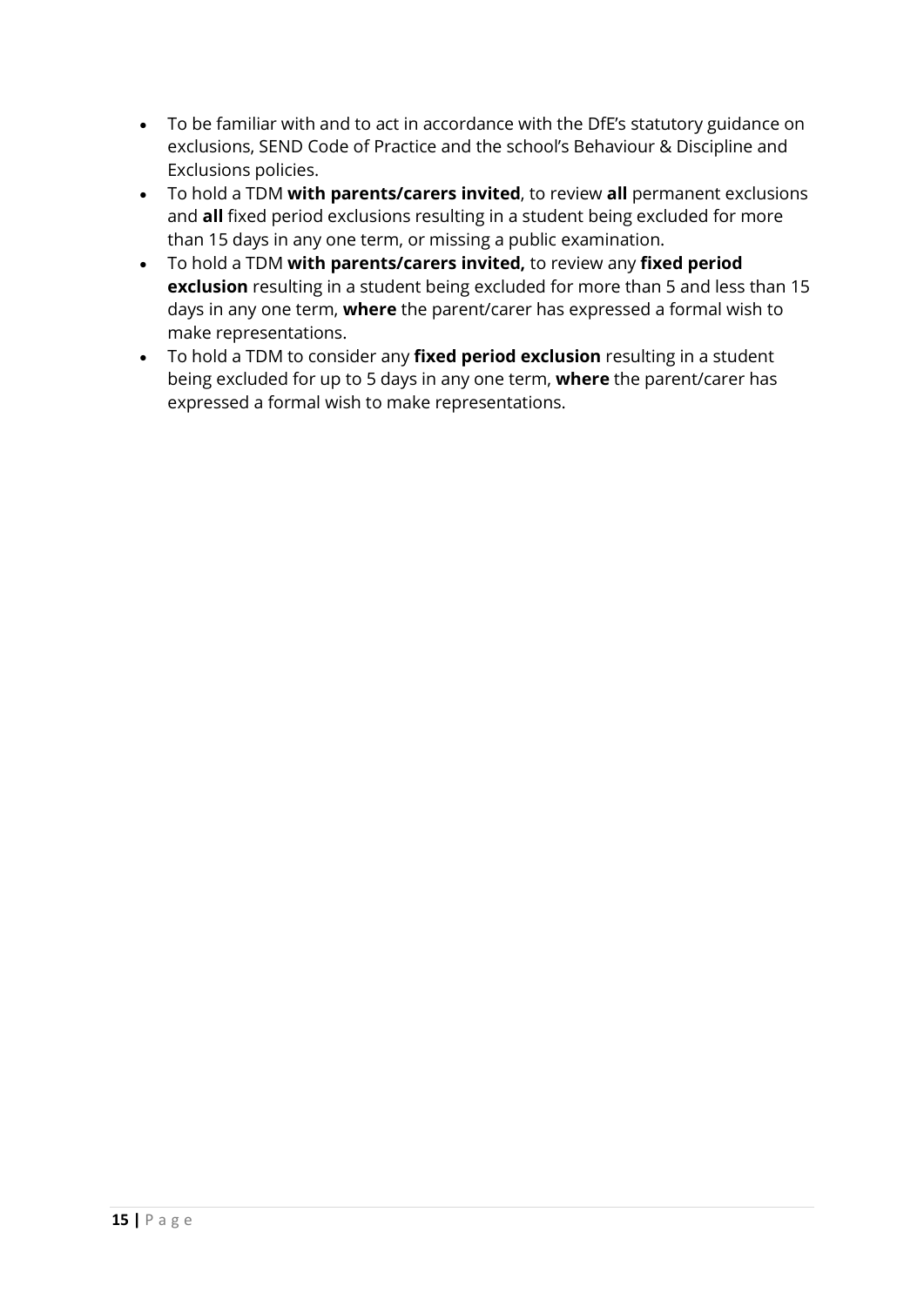- To be familiar with and to act in accordance with the DfE's statutory guidance on exclusions, SEND Code of Practice and the school's Behaviour & Discipline and Exclusions policies.
- To hold a TDM **with parents/carers invited**, to review **all** permanent exclusions and **all** fixed period exclusions resulting in a student being excluded for more than 15 days in any one term, or missing a public examination.
- To hold a TDM **with parents/carers invited,** to review any **fixed period exclusion** resulting in a student being excluded for more than 5 and less than 15 days in any one term, **where** the parent/carer has expressed a formal wish to make representations.
- To hold a TDM to consider any **fixed period exclusion** resulting in a student being excluded for up to 5 days in any one term, **where** the parent/carer has expressed a formal wish to make representations.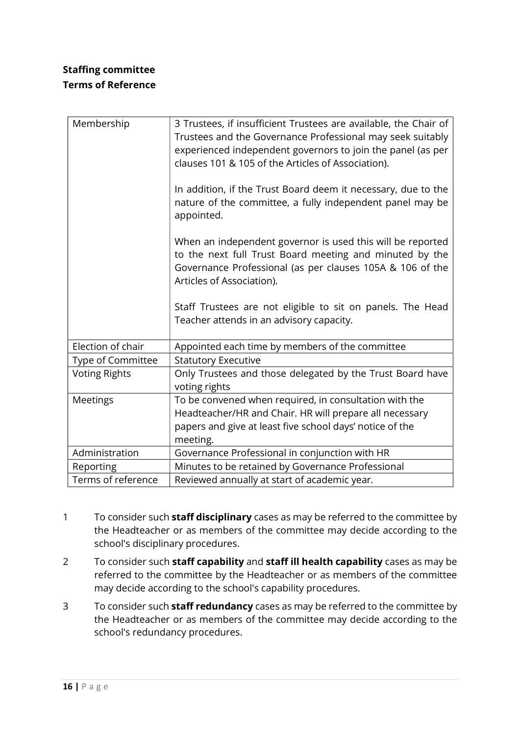**Staffing committee**
**Terms of Reference**

| | |
|---|---|
| Membership | 3 Trustees, if insufficient Trustees are available, the Chair of Trustees and the Governance Professional may seek suitably experienced independent governors to join the panel (as per clauses 101 & 105 of the Articles of Association).<br><br>In addition, if the Trust Board deem it necessary, due to the nature of the committee, a fully independent panel may be appointed.<br><br>When an independent governor is used this will be reported to the next full Trust Board meeting and minuted by the Governance Professional (as per clauses 105A & 106 of the Articles of Association).<br><br>Staff Trustees are not eligible to sit on panels. The Head Teacher attends in an advisory capacity. |
| Election of chair | Appointed each time by members of the committee |
| Type of Committee | Statutory Executive |
| Voting Rights | Only Trustees and those delegated by the Trust Board have voting rights |
| Meetings | To be convened when required, in consultation with the Headteacher/HR and Chair. HR will prepare all necessary papers and give at least five school days' notice of the meeting. |
| Administration | Governance Professional in conjunction with HR |
| Reporting | Minutes to be retained by Governance Professional |
| Terms of reference | Reviewed annually at start of academic year. |

1. To consider such **staff disciplinary** cases as may be referred to the committee by the Headteacher or as members of the committee may decide according to the school's disciplinary procedures.
2. To consider such **staff capability** and **staff ill health capability** cases as may be referred to the committee by the Headteacher or as members of the committee may decide according to the school's capability procedures.
3. To consider such **staff redundancy** cases as may be referred to the committee by the Headteacher or as members of the committee may decide according to the school's redundancy procedures.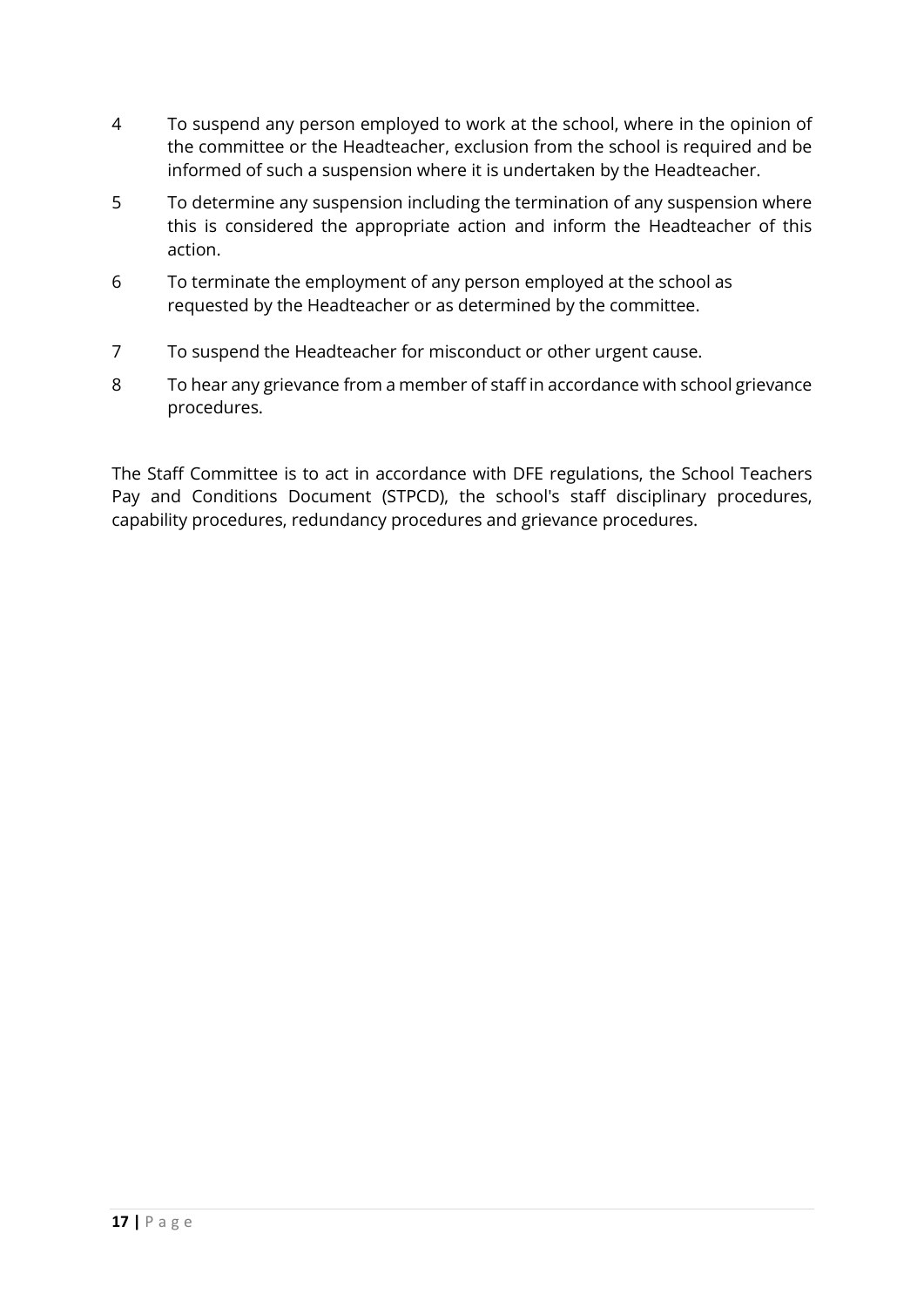4. To suspend any person employed to work at the school, where in the opinion of the committee or the Headteacher, exclusion from the school is required and be informed of such a suspension where it is undertaken by the Headteacher.
5. To determine any suspension including the termination of any suspension where this is considered the appropriate action and inform the Headteacher of this action.
6. To terminate the employment of any person employed at the school as requested by the Headteacher or as determined by the committee.
7. To suspend the Headteacher for misconduct or other urgent cause.
8. To hear any grievance from a member of staff in accordance with school grievance procedures.

The Staff Committee is to act in accordance with DFE regulations, the School Teachers Pay and Conditions Document (STPCD), the school's staff disciplinary procedures, capability procedures, redundancy procedures and grievance procedures.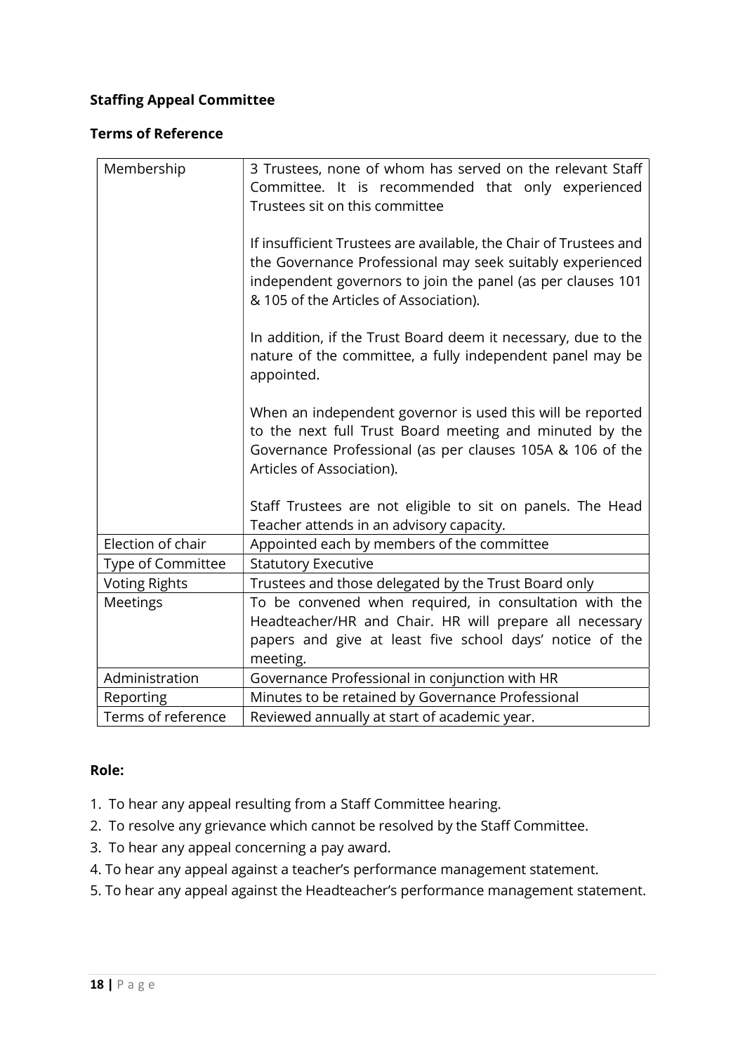**Staffing Appeal Committee**

**Terms of Reference**

| Membership | 3 Trustees, none of whom has served on the relevant Staff Committee. It is recommended that only experienced Trustees sit on this committee<br><br>If insufficient Trustees are available, the Chair of Trustees and the Governance Professional may seek suitably experienced independent governors to join the panel (as per clauses 101 & 105 of the Articles of Association).<br><br>In addition, if the Trust Board deem it necessary, due to the nature of the committee, a fully independent panel may be appointed.<br><br>When an independent governor is used this will be reported to the next full Trust Board meeting and minuted by the Governance Professional (as per clauses 105A & 106 of the Articles of Association).<br><br>Staff Trustees are not eligible to sit on panels. The Head Teacher attends in an advisory capacity. |
|---|---|
| Election of chair | Appointed each by members of the committee |
| Type of Committee | Statutory Executive |
| Voting Rights | Trustees and those delegated by the Trust Board only |
| Meetings | To be convened when required, in consultation with the Headteacher/HR and Chair. HR will prepare all necessary papers and give at least five school days' notice of the meeting. |
| Administration | Governance Professional in conjunction with HR |
| Reporting | Minutes to be retained by Governance Professional |
| Terms of reference | Reviewed annually at start of academic year. |

**Role:**

1. To hear any appeal resulting from a Staff Committee hearing.
2. To resolve any grievance which cannot be resolved by the Staff Committee.
3. To hear any appeal concerning a pay award.
4. To hear any appeal against a teacher's performance management statement.
5. To hear any appeal against the Headteacher's performance management statement.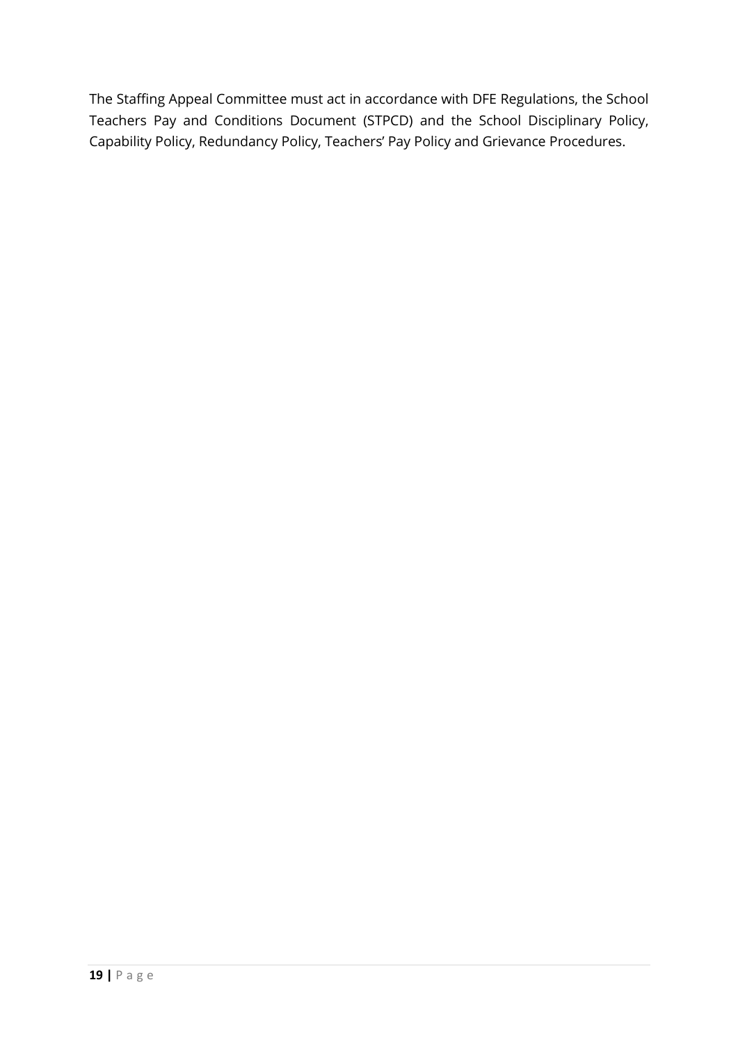The Staffing Appeal Committee must act in accordance with DFE Regulations, the School Teachers Pay and Conditions Document (STPCD) and the School Disciplinary Policy, Capability Policy, Redundancy Policy, Teachers' Pay Policy and Grievance Procedures.